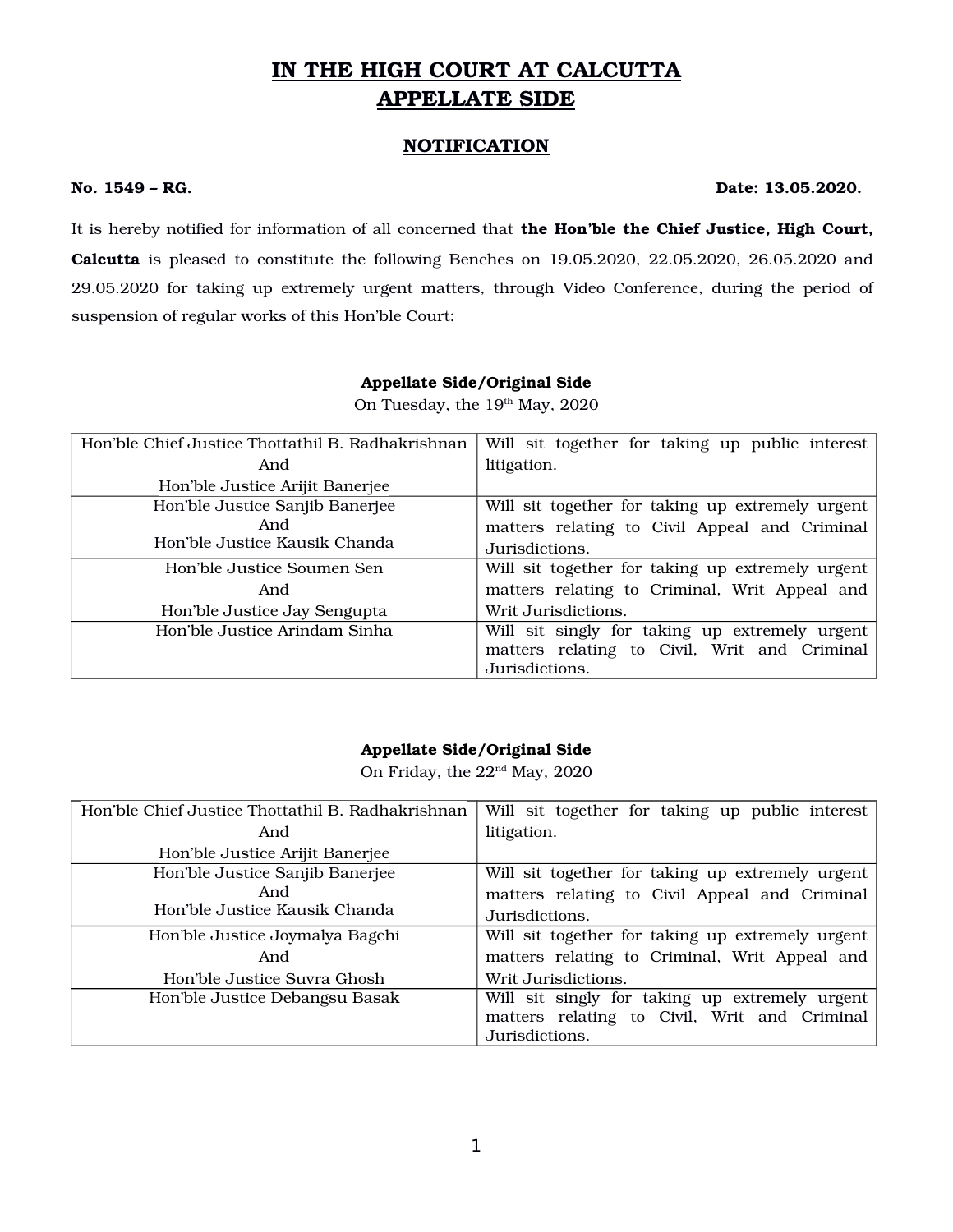# IN THE HIGH COURT AT CALCUTTA
# APPELLATE SIDE

## NOTIFICATION

**No. 1549 – RG.** **Date: 13.05.2020.**

It is hereby notified for information of all concerned that **the Hon'ble the Chief Justice, High Court, Calcutta** is pleased to constitute the following Benches on 19.05.2020, 22.05.2020, 26.05.2020 and 29.05.2020 for taking up extremely urgent matters, through Video Conference, during the period of suspension of regular works of this Hon'ble Court:

**Appellate Side/Original Side**

On Tuesday, the 19th May, 2020

| | |
|---|---|
| Hon'ble Chief Justice Thottathil B. Radhakrishnan And Hon'ble Justice Arijit Banerjee | Will sit together for taking up public interest litigation. |
| Hon'ble Justice Sanjib Banerjee And Hon'ble Justice Kausik Chanda | Will sit together for taking up extremely urgent matters relating to Civil Appeal and Criminal Jurisdictions. |
| Hon'ble Justice Soumen Sen And Hon'ble Justice Jay Sengupta | Will sit together for taking up extremely urgent matters relating to Criminal, Writ Appeal and Writ Jurisdictions. |
| Hon'ble Justice Arindam Sinha | Will sit singly for taking up extremely urgent matters relating to Civil, Writ and Criminal Jurisdictions. |

**Appellate Side/Original Side**

On Friday, the 22nd May, 2020

| | |
|---|---|
| Hon'ble Chief Justice Thottathil B. Radhakrishnan And Hon'ble Justice Arijit Banerjee | Will sit together for taking up public interest litigation. |
| Hon'ble Justice Sanjib Banerjee And Hon'ble Justice Kausik Chanda | Will sit together for taking up extremely urgent matters relating to Civil Appeal and Criminal Jurisdictions. |
| Hon'ble Justice Joymalya Bagchi And Hon'ble Justice Suvra Ghosh | Will sit together for taking up extremely urgent matters relating to Criminal, Writ Appeal and Writ Jurisdictions. |
| Hon'ble Justice Debangsu Basak | Will sit singly for taking up extremely urgent matters relating to Civil, Writ and Criminal Jurisdictions. |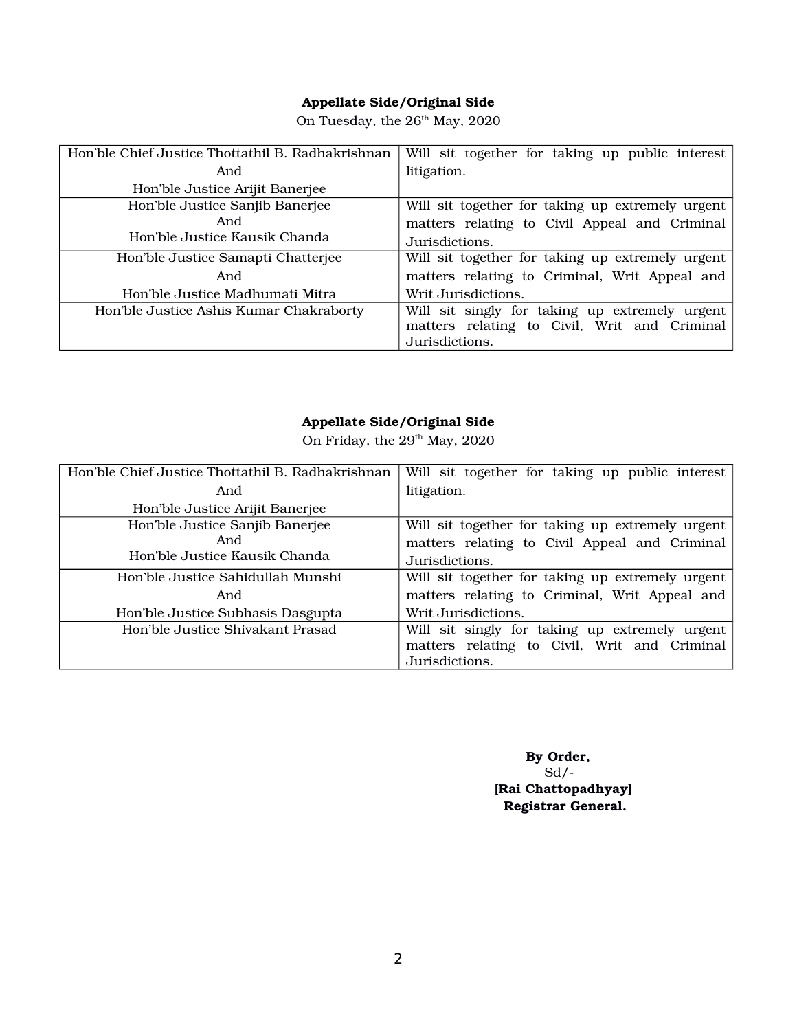**Appellate Side/Original Side**

On Tuesday, the 26th May, 2020

| | |
|---|---|
| Hon'ble Chief Justice Thottathil B. Radhakrishnan And Hon'ble Justice Arijit Banerjee | Will sit together for taking up public interest litigation. |
| Hon'ble Justice Sanjib Banerjee And Hon'ble Justice Kausik Chanda | Will sit together for taking up extremely urgent matters relating to Civil Appeal and Criminal Jurisdictions. |
| Hon'ble Justice Samapti Chatterjee And Hon'ble Justice Madhumati Mitra | Will sit together for taking up extremely urgent matters relating to Criminal, Writ Appeal and Writ Jurisdictions. |
| Hon'ble Justice Ashis Kumar Chakraborty | Will sit singly for taking up extremely urgent matters relating to Civil, Writ and Criminal Jurisdictions. |

**Appellate Side/Original Side**

On Friday, the 29th May, 2020

| | |
|---|---|
| Hon'ble Chief Justice Thottathil B. Radhakrishnan And Hon'ble Justice Arijit Banerjee | Will sit together for taking up public interest litigation. |
| Hon'ble Justice Sanjib Banerjee And Hon'ble Justice Kausik Chanda | Will sit together for taking up extremely urgent matters relating to Civil Appeal and Criminal Jurisdictions. |
| Hon'ble Justice Sahidullah Munshi And Hon'ble Justice Subhasis Dasgupta | Will sit together for taking up extremely urgent matters relating to Criminal, Writ Appeal and Writ Jurisdictions. |
| Hon'ble Justice Shivakant Prasad | Will sit singly for taking up extremely urgent matters relating to Civil, Writ and Criminal Jurisdictions. |

**By Order,**
Sd/-
**[Rai Chattopadhyay]**
**Registrar General.**